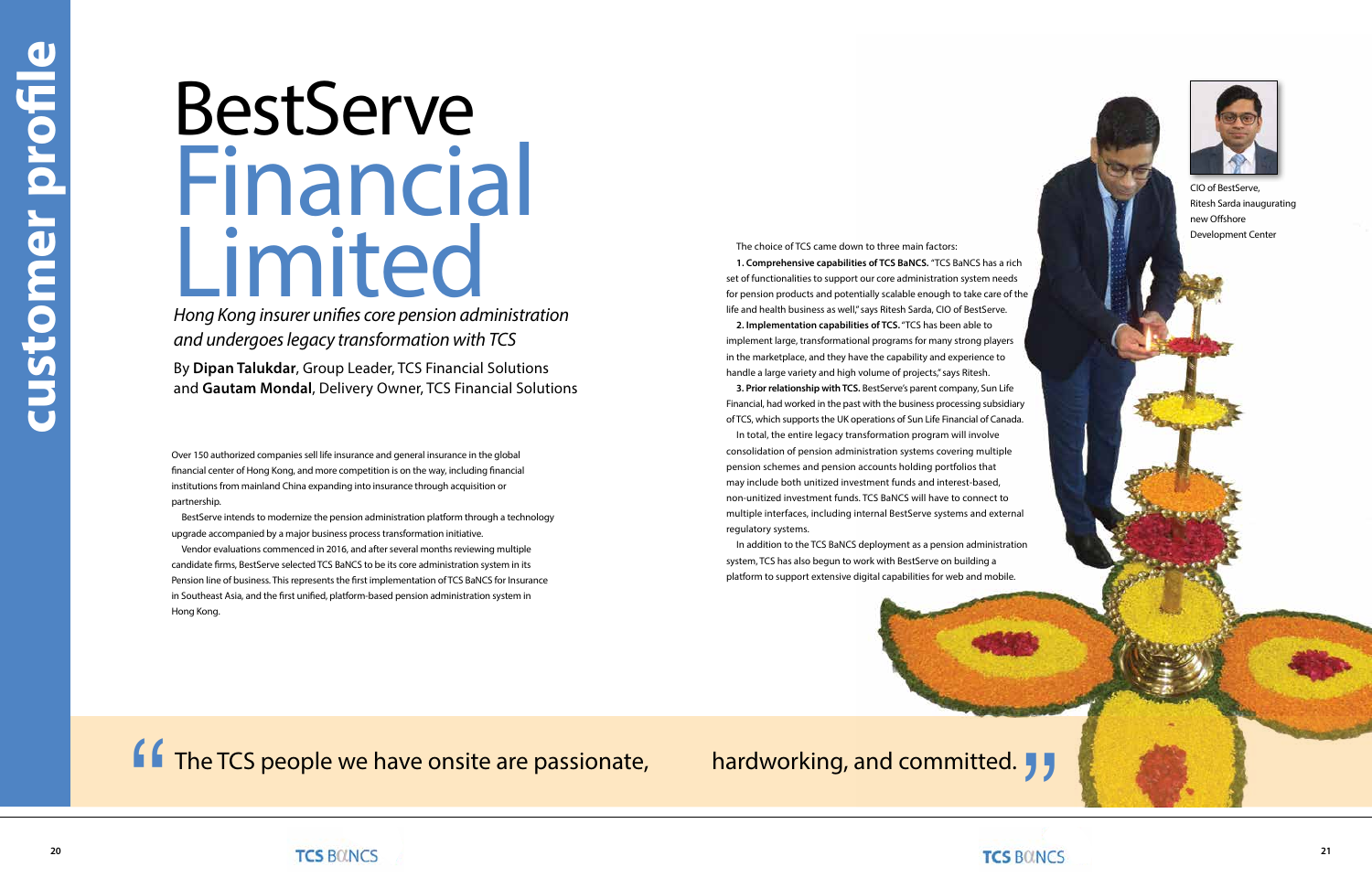customer profile

# BestServe Financial Limited

*Hong Kong insurer unifies core pension administration and undergoes legacy transformation with TCS*

By **Dipan Talukdar**, Group Leader, TCS Financial Solutions and **Gautam Mondal**, Delivery Owner, TCS Financial Solutions

Over 150 authorized companies sell life insurance and general insurance in the global financial center of Hong Kong, and more competition is on the way, including financial institutions from mainland China expanding into insurance through acquisition or partnership.

BestServe intends to modernize the pension administration platform through a technology upgrade accompanied by a major business process transformation initiative.

Vendor evaluations commenced in 2016, and after several months reviewing multiple candidate firms, BestServe selected TCS BaNCS to be its core administration system in its Pension line of business. This represents the first implementation of TCS BaNCS for Insurance in Southeast Asia, and the first unified, platform-based pension administration system in Hong Kong.

The choice of TCS came down to three main factors:

**1. Comprehensive capabilities of TCS BaNCS.** "TCS BaNCS has a rich set of functionalities to support our core administration system needs for pension products and potentially scalable enough to take care of the life and health business as well," says Ritesh Sarda, CIO of BestServe.

**2. Implementation capabilities of TCS.** "TCS has been able to implement large, transformational programs for many strong players in the marketplace, and they have the capability and experience to handle a large variety and high volume of projects," says Ritesh.

**3. Prior relationship with TCS.** BestServe's parent company, Sun Life Financial, had worked in the past with the business processing subsidiary of TCS, which supports the UK operations of Sun Life Financial of Canada.

In total, the entire legacy transformation program will involve consolidation of pension administration systems covering multiple pension schemes and pension accounts holding portfolios that may include both unitized investment funds and interest-based, non-unitized investment funds. TCS BaNCS will have to connect to multiple interfaces, including internal BestServe systems and external regulatory systems.

In addition to the TCS BaNCS deployment as a pension administration system, TCS has also begun to work with BestServe on building a platform to support extensive digital capabilities for web and mobile.

CIO of BestServe, Ritesh Sarda inaugurating new Offshore Development Center

> "The TCS people we have onsite are passionate, hardworking, and committed."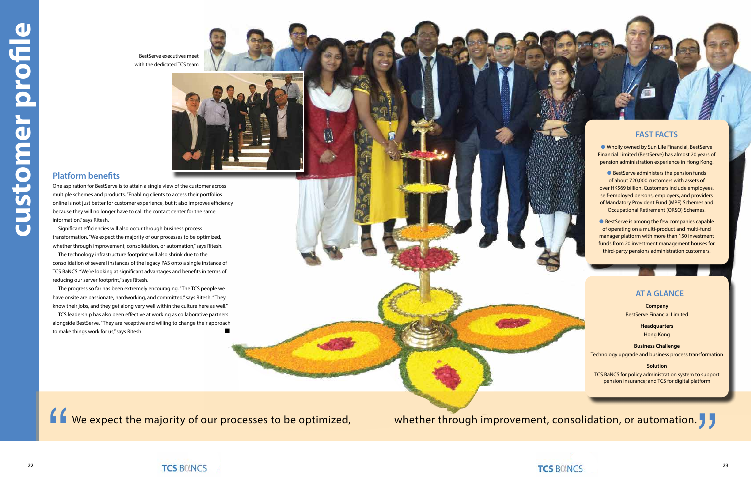BestServe executives meet with the dedicated TCS team

## Platform benefits

One aspiration for BestServe is to attain a single view of the customer across multiple schemes and products. "Enabling clients to access their portfolios online is not just better for customer experience, but it also improves efficiency because they will no longer have to call the contact center for the same information," says Ritesh.

Significant efficiencies will also occur through business process transformation. "We expect the majority of our processes to be optimized, whether through improvement, consolidation, or automation," says Ritesh.

The technology infrastructure footprint will also shrink due to the consolidation of several instances of the legacy PAS onto a single instance of TCS BaNCS. "We're looking at significant advantages and benefits in terms of reducing our server footprint," says Ritesh.

The progress so far has been extremely encouraging. "The TCS people we have onsite are passionate, hardworking, and committed," says Ritesh. "They know their jobs, and they get along very well within the culture here as well."

TCS leadership has also been effective at working as collaborative partners alongside BestServe. "They are receptive and willing to change their approach to make things work for us," says Ritesh. ■

## FAST FACTS

- Wholly owned by Sun Life Financial, BestServe Financial Limited (BestServe) has almost 20 years of pension administration experience in Hong Kong.
- BestServe administers the pension funds of about 720,000 customers with assets of over HK$69 billion. Customers include employees, self-employed persons, employers, and providers of Mandatory Provident Fund (MPF) Schemes and Occupational Retirement (ORSO) Schemes.
- BestServe is among the few companies capable of operating on a multi-product and multi-fund manager platform with more than 150 investment funds from 20 investment management houses for third-party pensions administration customers.

## AT A GLANCE

**Company**
BestServe Financial Limited

**Headquarters**
Hong Kong

**Business Challenge**
Technology upgrade and business process transformation

**Solution**
TCS BaNCS for policy administration system to support pension insurance; and TCS for digital platform

> "We expect the majority of our processes to be optimized, whether through improvement, consolidation, or automation."